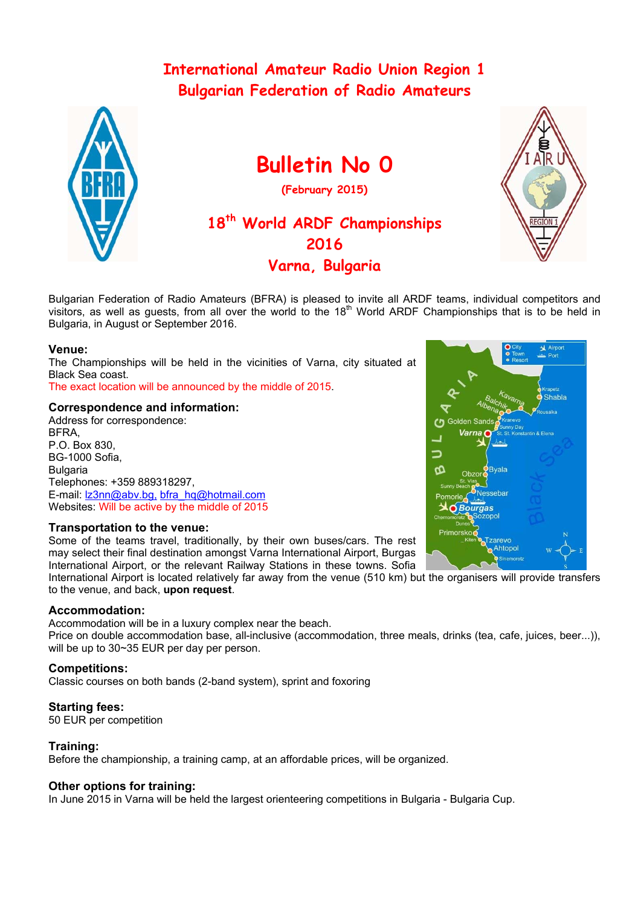# International Amateur Radio Union Region 1
# Bulgarian Federation of Radio Amateurs

# Bulletin No 0

(February 2015)

## 18th World ARDF Championships 2016 Varna, Bulgaria

Bulgarian Federation of Radio Amateurs (BFRA) is pleased to invite all ARDF teams, individual competitors and visitors, as well as guests, from all over the world to the 18th World ARDF Championships that is to be held in Bulgaria, in August or September 2016.

### Venue:

The Championships will be held in the vicinities of Varna, city situated at Black Sea coast.
The exact location will be announced by the middle of 2015.

### Correspondence and information:

Address for correspondence:
BFRA,
P.O. Box 830,
BG-1000 Sofia,
Bulgaria
Telephones: +359 889318297,
E-mail: lz3nn@abv.bg, bfra_hq@hotmail.com
Websites: Will be active by the middle of 2015

### Transportation to the venue:

Some of the teams travel, traditionally, by their own buses/cars. The rest may select their final destination amongst Varna International Airport, Burgas International Airport, or the relevant Railway Stations in these towns. Sofia International Airport is located relatively far away from the venue (510 km) but the organisers will provide transfers to the venue, and back, **upon request**.

### Accommodation:

Accommodation will be in a luxury complex near the beach.
Price on double accommodation base, all-inclusive (accommodation, three meals, drinks (tea, cafe, juices, beer...)), will be up to 30~35 EUR per day per person.

### Competitions:

Classic courses on both bands (2-band system), sprint and foxoring

### Starting fees:

50 EUR per competition

### Training:

Before the championship, a training camp, at an affordable prices, will be organized.

### Other options for training:

In June 2015 in Varna will be held the largest orienteering competitions in Bulgaria - Bulgaria Cup.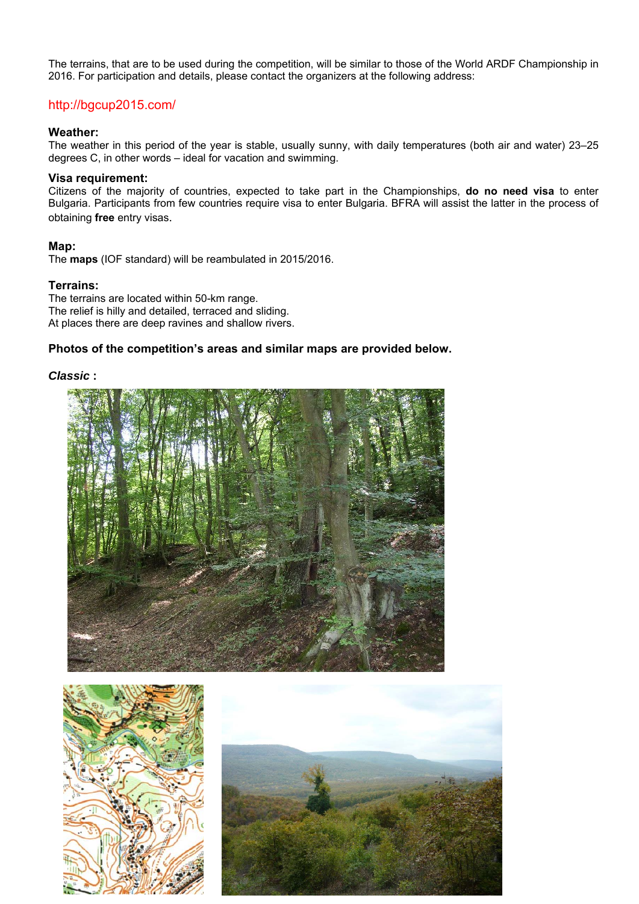The terrains, that are to be used during the competition, will be similar to those of the World ARDF Championship in 2016. For participation and details, please contact the organizers at the following address:

http://bgcup2015.com/

#### Weather:

The weather in this period of the year is stable, usually sunny, with daily temperatures (both air and water) 23–25 degrees C, in other words – ideal for vacation and swimming.

#### Visa requirement:

Citizens of the majority of countries, expected to take part in the Championships, **do no need visa** to enter Bulgaria. Participants from few countries require visa to enter Bulgaria. BFRA will assist the latter in the process of obtaining **free** entry visas.

#### Map:

The **maps** (IOF standard) will be reambulated in 2015/2016.

#### Terrains:

The terrains are located within 50-km range.
The relief is hilly and detailed, terraced and sliding.
At places there are deep ravines and shallow rivers.

**Photos of the competition's areas and similar maps are provided below.**

***Classic* :**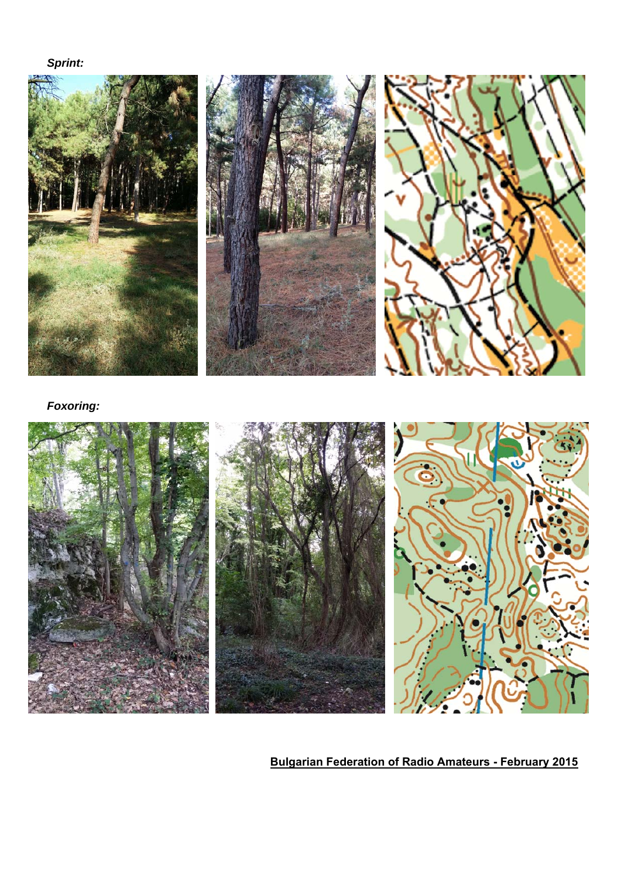***Sprint:***

***Foxoring:***

**Bulgarian Federation of Radio Amateurs - February 2015**